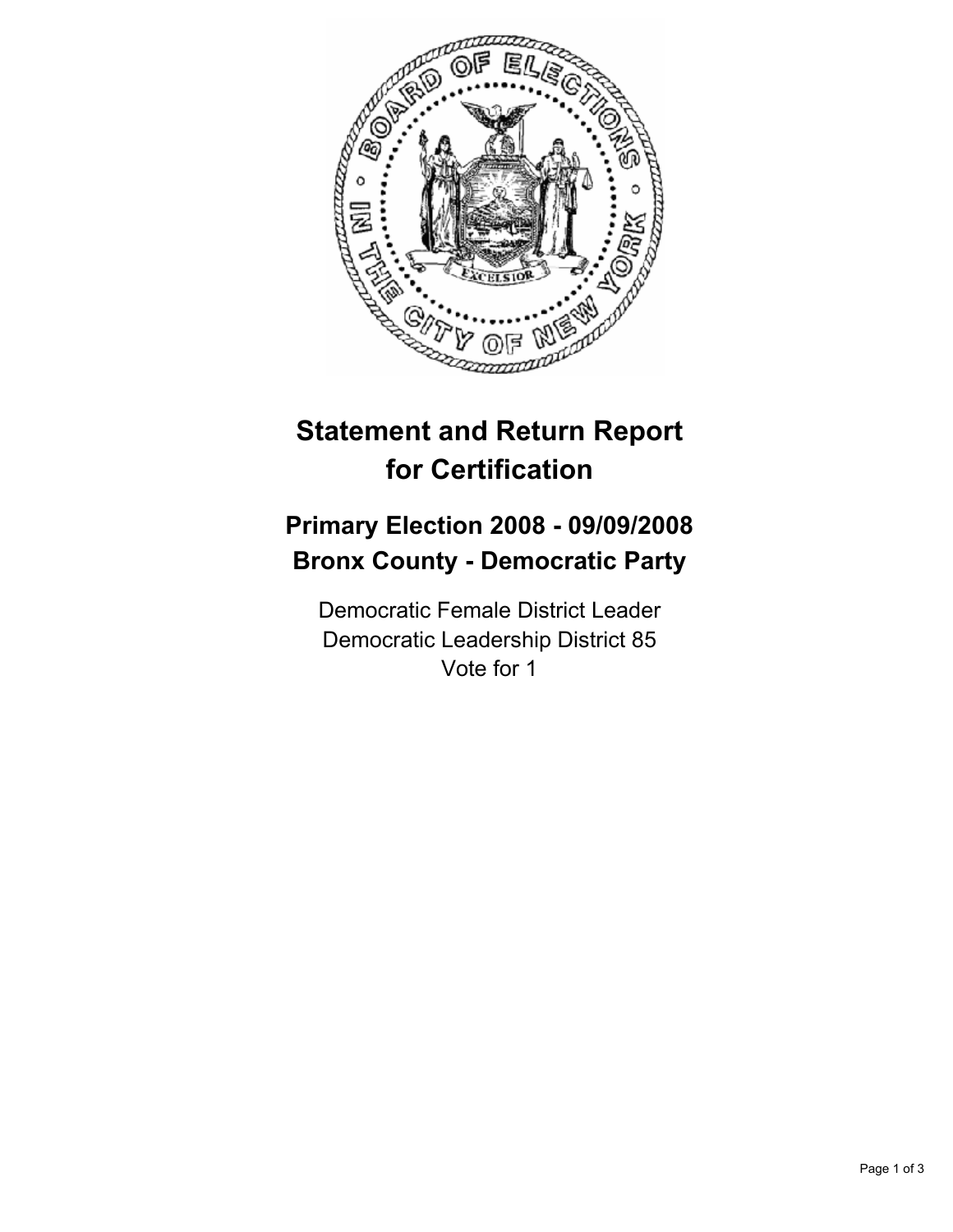# Statement and Return Report for Certification

## Primary Election 2008 - 09/09/2008
## Bronx County - Democratic Party

Democratic Female District Leader
Democratic Leadership District 85
Vote for 1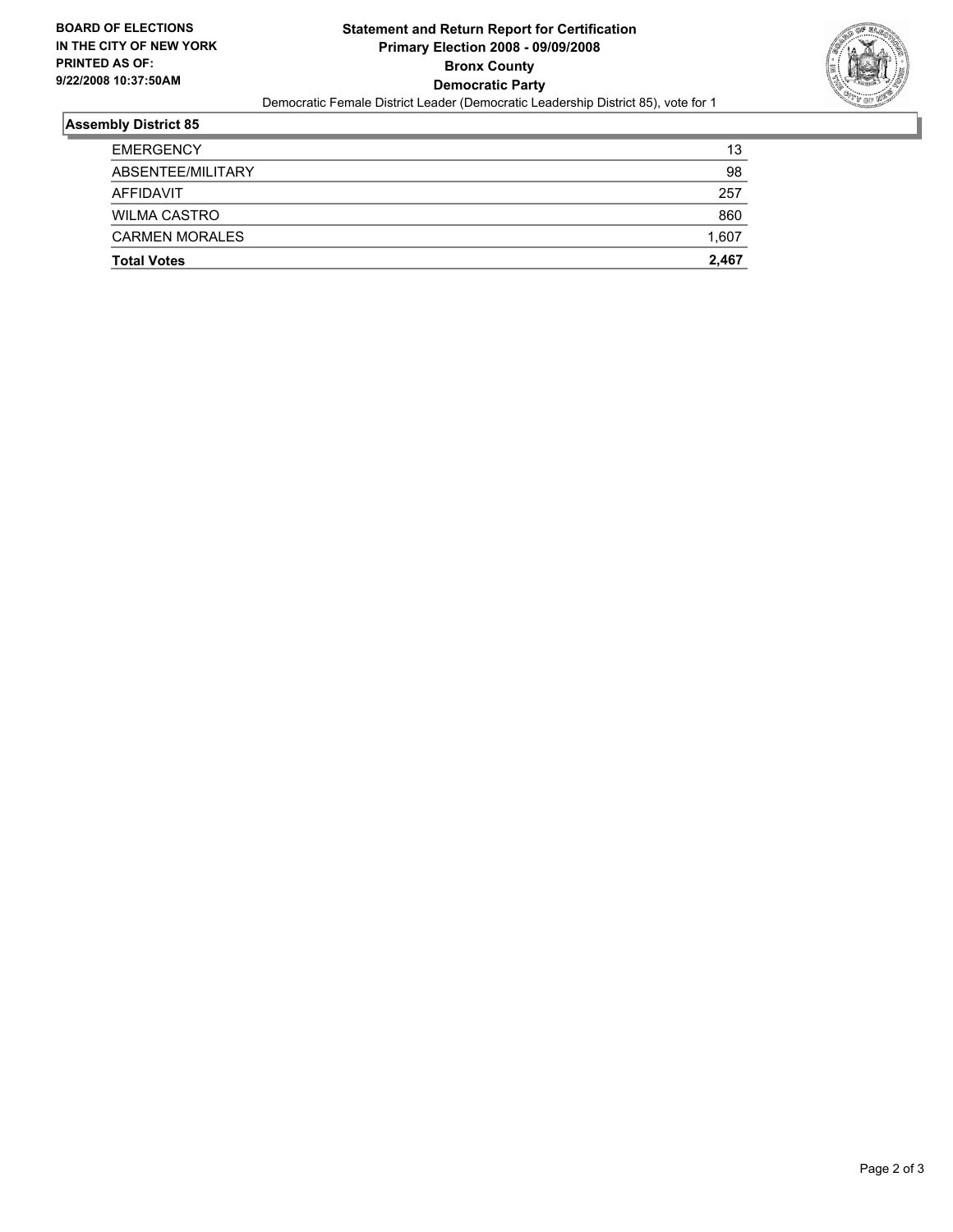**BOARD OF ELECTIONS IN THE CITY OF NEW YORK PRINTED AS OF: 9/22/2008 10:37:50AM**

# Statement and Return Report for Certification
## Primary Election 2008 - 09/09/2008
## Bronx County
## Democratic Party

Democratic Female District Leader (Democratic Leadership District 85), vote for 1

### Assembly District 85

| | |
|---|---|
| EMERGENCY | 13 |
| ABSENTEE/MILITARY | 98 |
| AFFIDAVIT | 257 |
| WILMA CASTRO | 860 |
| CARMEN MORALES | 1,607 |
| **Total Votes** | **2,467** |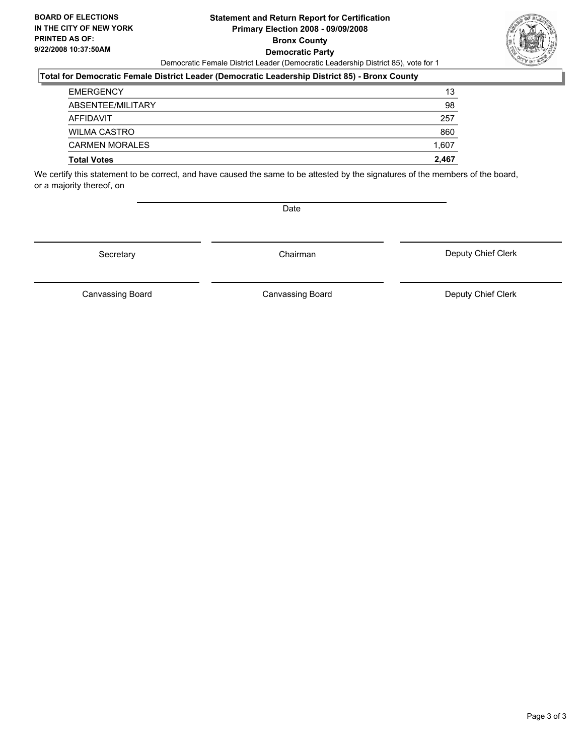**BOARD OF ELECTIONS IN THE CITY OF NEW YORK PRINTED AS OF: 9/22/2008 10:37:50AM**

# Statement and Return Report for Certification
## Primary Election 2008 - 09/09/2008
## Bronx County
## Democratic Party

Democratic Female District Leader (Democratic Leadership District 85), vote for 1

**Total for Democratic Female District Leader (Democratic Leadership District 85) - Bronx County**

| | |
|---|---|
| EMERGENCY | 13 |
| ABSENTEE/MILITARY | 98 |
| AFFIDAVIT | 257 |
| WILMA CASTRO | 860 |
| CARMEN MORALES | 1,607 |
| **Total Votes** | **2,467** |

We certify this statement to be correct, and have caused the same to be attested by the signatures of the members of the board, or a majority thereof, on

Date

Secretary | Chairman | Deputy Chief Clerk

Canvassing Board | Canvassing Board | Deputy Chief Clerk